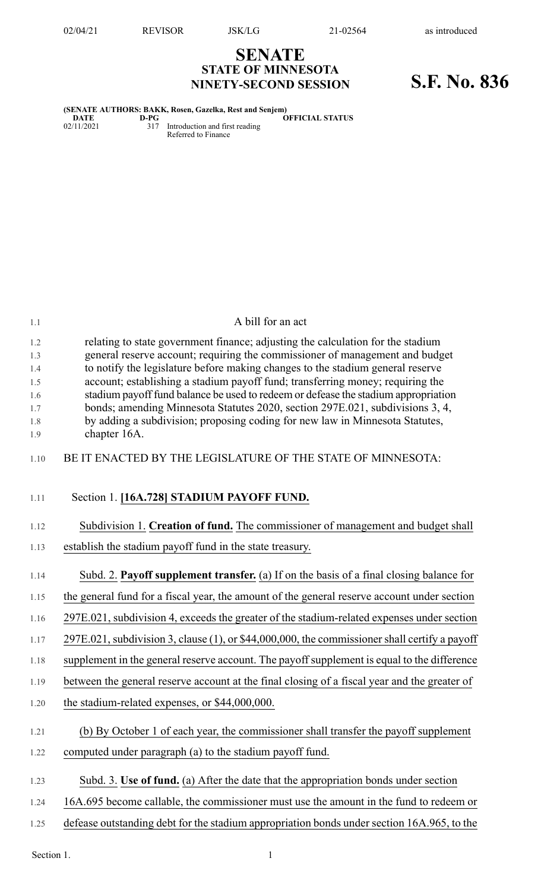# SENATE
## STATE OF MINNESOTA
## NINETY-SECOND SESSION

# S.F. No. 836

**(SENATE AUTHORS: BAKK, Rosen, Gazelka, Rest and Senjem)**

| DATE | D-PG | OFFICIAL STATUS |
|---|---|---|
| 02/11/2021 | 317 | Introduction and first reading<br>Referred to Finance |

A bill for an act

relating to state government finance; adjusting the calculation for the stadium general reserve account; requiring the commissioner of management and budget to notify the legislature before making changes to the stadium general reserve account; establishing a stadium payoff fund; transferring money; requiring the stadium payoff fund balance be used to redeem or defease the stadium appropriation bonds; amending Minnesota Statutes 2020, section 297E.021, subdivisions 3, 4, by adding a subdivision; proposing coding for new law in Minnesota Statutes, chapter 16A.

BE IT ENACTED BY THE LEGISLATURE OF THE STATE OF MINNESOTA:

Section 1. **[16A.728] STADIUM PAYOFF FUND.**

Subdivision 1. **Creation of fund.** The commissioner of management and budget shall establish the stadium payoff fund in the state treasury.

Subd. 2. **Payoff supplement transfer.** (a) If on the basis of a final closing balance for the general fund for a fiscal year, the amount of the general reserve account under section 297E.021, subdivision 4, exceeds the greater of the stadium-related expenses under section 297E.021, subdivision 3, clause (1), or $44,000,000, the commissioner shall certify a payoff supplement in the general reserve account. The payoff supplement is equal to the difference between the general reserve account at the final closing of a fiscal year and the greater of the stadium-related expenses, or $44,000,000.

(b) By October 1 of each year, the commissioner shall transfer the payoff supplement computed under paragraph (a) to the stadium payoff fund.

Subd. 3. **Use of fund.** (a) After the date that the appropriation bonds under section 16A.695 become callable, the commissioner must use the amount in the fund to redeem or defease outstanding debt for the stadium appropriation bonds under section 16A.965, to the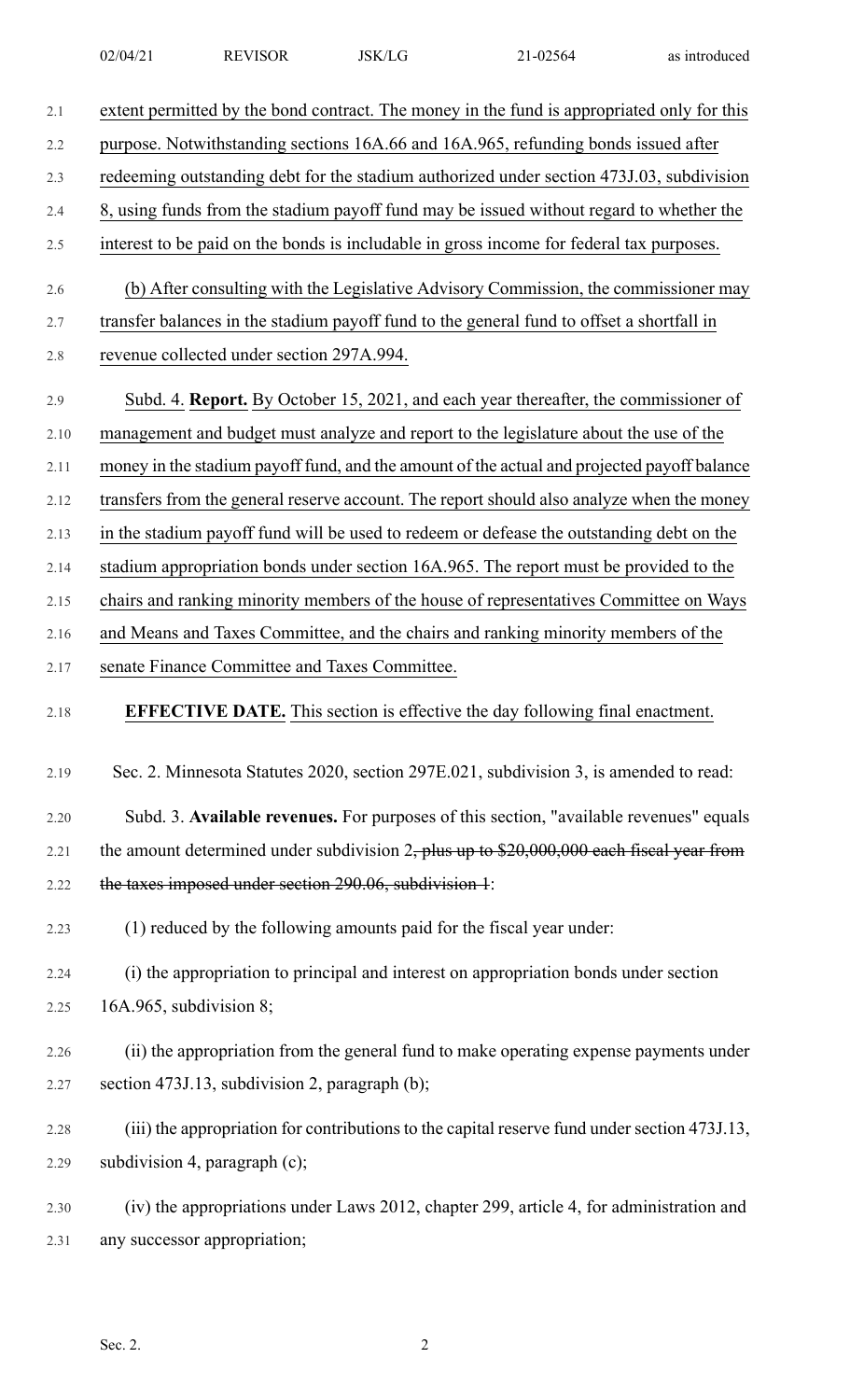extent permitted by the bond contract. The money in the fund is appropriated only for this purpose. Notwithstanding sections 16A.66 and 16A.965, refunding bonds issued after redeeming outstanding debt for the stadium authorized under section 473J.03, subdivision 8, using funds from the stadium payoff fund may be issued without regard to whether the interest to be paid on the bonds is includable in gross income for federal tax purposes.

(b) After consulting with the Legislative Advisory Commission, the commissioner may transfer balances in the stadium payoff fund to the general fund to offset a shortfall in revenue collected under section 297A.994.

Subd. 4. **Report.** By October 15, 2021, and each year thereafter, the commissioner of management and budget must analyze and report to the legislature about the use of the money in the stadium payoff fund, and the amount of the actual and projected payoff balance transfers from the general reserve account. The report should also analyze when the money in the stadium payoff fund will be used to redeem or defease the outstanding debt on the stadium appropriation bonds under section 16A.965. The report must be provided to the chairs and ranking minority members of the house of representatives Committee on Ways and Means and Taxes Committee, and the chairs and ranking minority members of the senate Finance Committee and Taxes Committee.

**EFFECTIVE DATE.** This section is effective the day following final enactment.

Sec. 2. Minnesota Statutes 2020, section 297E.021, subdivision 3, is amended to read:

Subd. 3. **Available revenues.** For purposes of this section, "available revenues" equals the amount determined under subdivision 2~~, plus up to $20,000,000 each fiscal year from the taxes imposed under section 290.06, subdivision 1~~:

(1) reduced by the following amounts paid for the fiscal year under:

(i) the appropriation to principal and interest on appropriation bonds under section 16A.965, subdivision 8;

(ii) the appropriation from the general fund to make operating expense payments under section 473J.13, subdivision 2, paragraph (b);

(iii) the appropriation for contributions to the capital reserve fund under section 473J.13, subdivision 4, paragraph (c);

(iv) the appropriations under Laws 2012, chapter 299, article 4, for administration and any successor appropriation;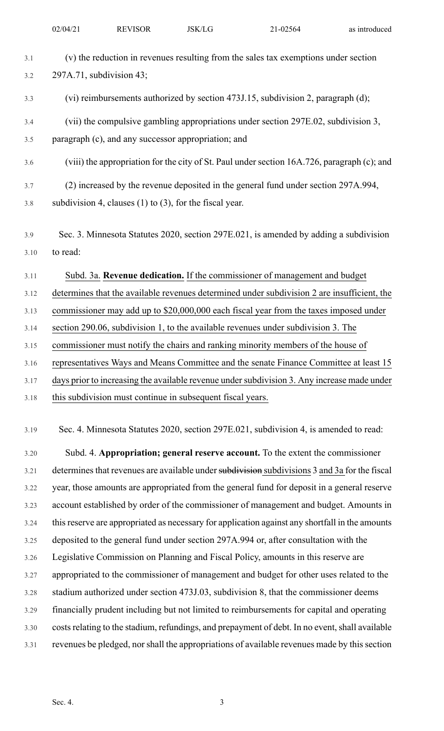(v) the reduction in revenues resulting from the sales tax exemptions under section 297A.71, subdivision 43;

(vi) reimbursements authorized by section 473J.15, subdivision 2, paragraph (d);

(vii) the compulsive gambling appropriations under section 297E.02, subdivision 3, paragraph (c), and any successor appropriation; and

(viii) the appropriation for the city of St. Paul under section 16A.726, paragraph (c); and

(2) increased by the revenue deposited in the general fund under section 297A.994, subdivision 4, clauses (1) to (3), for the fiscal year.

Sec. 3. Minnesota Statutes 2020, section 297E.021, is amended by adding a subdivision to read:

Subd. 3a. **Revenue dedication.** If the commissioner of management and budget determines that the available revenues determined under subdivision 2 are insufficient, the commissioner may add up to $20,000,000 each fiscal year from the taxes imposed under section 290.06, subdivision 1, to the available revenues under subdivision 3. The commissioner must notify the chairs and ranking minority members of the house of representatives Ways and Means Committee and the senate Finance Committee at least 15 days prior to increasing the available revenue under subdivision 3. Any increase made under this subdivision must continue in subsequent fiscal years.

Sec. 4. Minnesota Statutes 2020, section 297E.021, subdivision 4, is amended to read:

Subd. 4. **Appropriation; general reserve account.** To the extent the commissioner determines that revenues are available under ~~subdivision~~ subdivisions 3 and 3a for the fiscal year, those amounts are appropriated from the general fund for deposit in a general reserve account established by order of the commissioner of management and budget. Amounts in this reserve are appropriated as necessary for application against any shortfall in the amounts deposited to the general fund under section 297A.994 or, after consultation with the Legislative Commission on Planning and Fiscal Policy, amounts in this reserve are appropriated to the commissioner of management and budget for other uses related to the stadium authorized under section 473J.03, subdivision 8, that the commissioner deems financially prudent including but not limited to reimbursements for capital and operating costs relating to the stadium, refundings, and prepayment of debt. In no event, shall available revenues be pledged, nor shall the appropriations of available revenues made by this section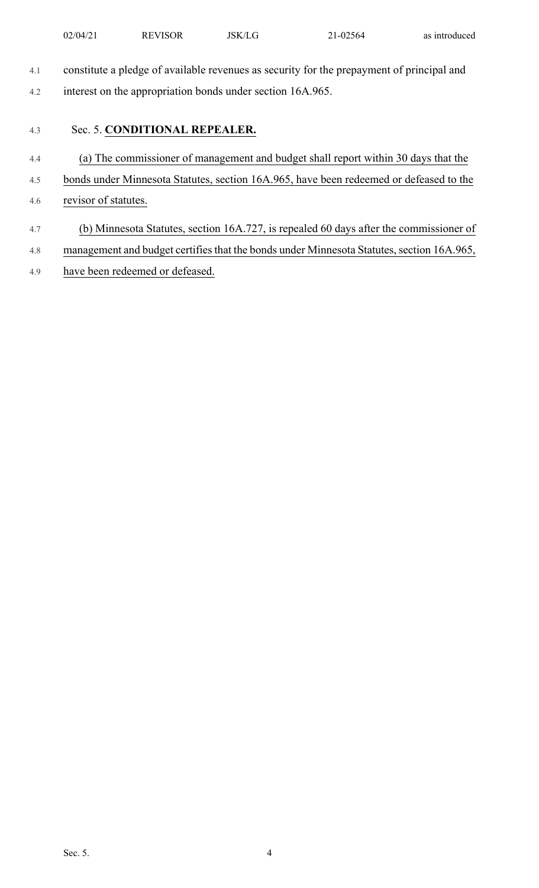constitute a pledge of available revenues as security for the prepayment of principal and interest on the appropriation bonds under section 16A.965.

Sec. 5. **CONDITIONAL REPEALER.**

(a) The commissioner of management and budget shall report within 30 days that the bonds under Minnesota Statutes, section 16A.965, have been redeemed or defeased to the revisor of statutes.

(b) Minnesota Statutes, section 16A.727, is repealed 60 days after the commissioner of management and budget certifies that the bonds under Minnesota Statutes, section 16A.965, have been redeemed or defeased.